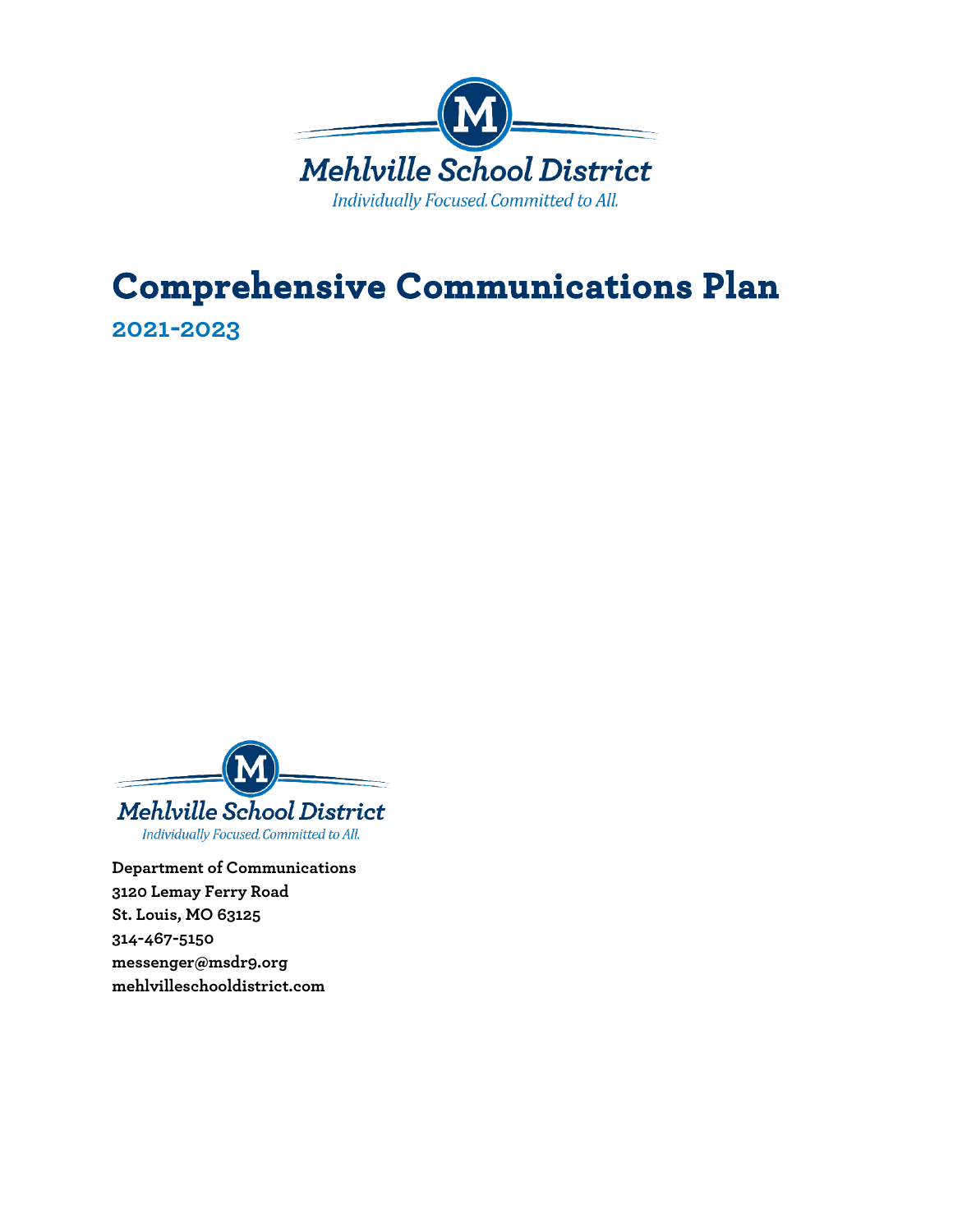Mehlville School District

*Individually Focused. Committed to All.*

# Comprehensive Communications Plan

## 2021-2023

Mehlville School District

*Individually Focused. Committed to All.*

**Department of Communications**
**3120 Lemay Ferry Road**
**St. Louis, MO 63125**
**314-467-5150**
**messenger@msdr9.org**
**mehlvilleschooldistrict.com**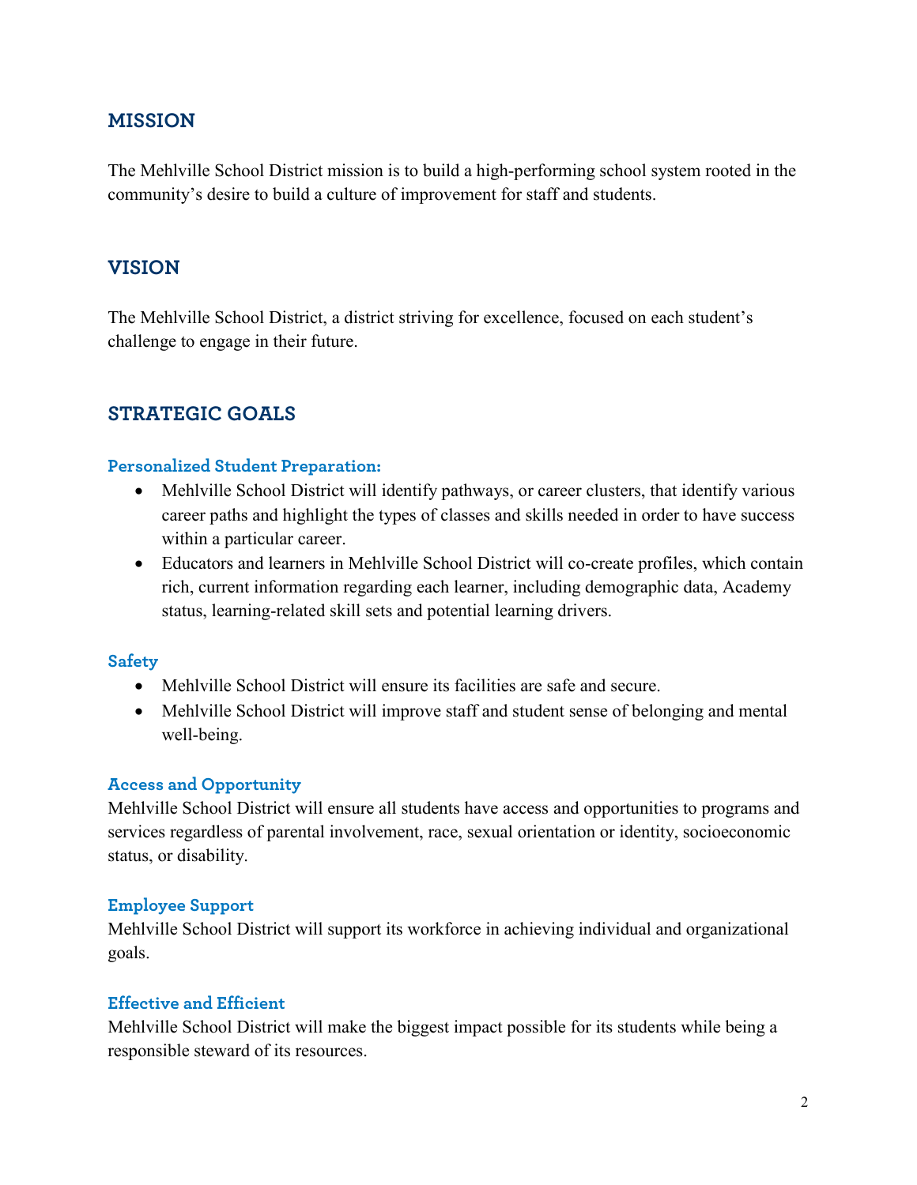## MISSION

The Mehlville School District mission is to build a high-performing school system rooted in the community's desire to build a culture of improvement for staff and students.

## VISION

The Mehlville School District, a district striving for excellence, focused on each student's challenge to engage in their future.

## STRATEGIC GOALS

### Personalized Student Preparation:

- Mehlville School District will identify pathways, or career clusters, that identify various career paths and highlight the types of classes and skills needed in order to have success within a particular career.
- Educators and learners in Mehlville School District will co-create profiles, which contain rich, current information regarding each learner, including demographic data, Academy status, learning-related skill sets and potential learning drivers.

### Safety

- Mehlville School District will ensure its facilities are safe and secure.
- Mehlville School District will improve staff and student sense of belonging and mental well-being.

### Access and Opportunity

Mehlville School District will ensure all students have access and opportunities to programs and services regardless of parental involvement, race, sexual orientation or identity, socioeconomic status, or disability.

### Employee Support

Mehlville School District will support its workforce in achieving individual and organizational goals.

### Effective and Efficient

Mehlville School District will make the biggest impact possible for its students while being a responsible steward of its resources.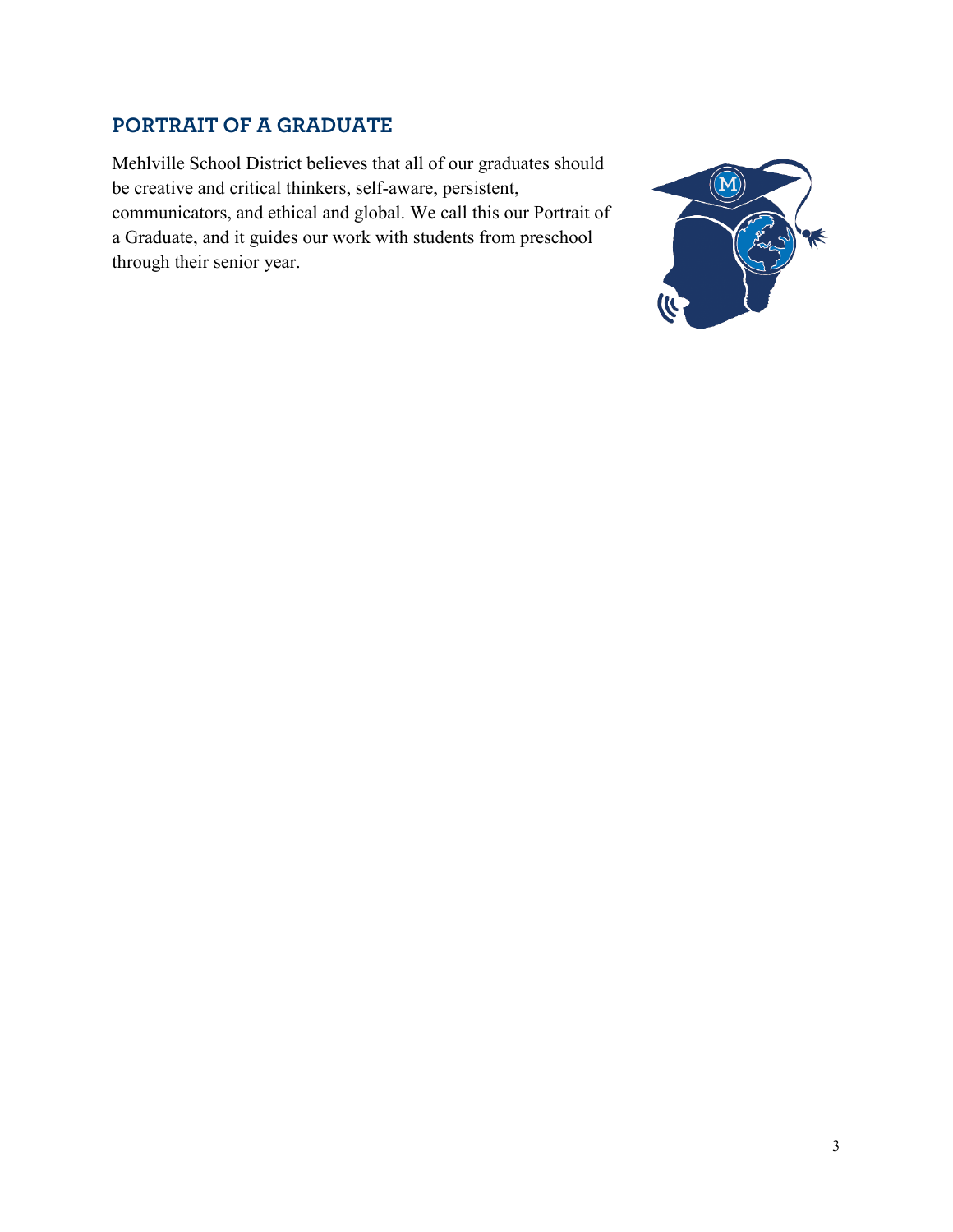## PORTRAIT OF A GRADUATE

Mehlville School District believes that all of our graduates should be creative and critical thinkers, self-aware, persistent, communicators, and ethical and global. We call this our Portrait of a Graduate, and it guides our work with students from preschool through their senior year.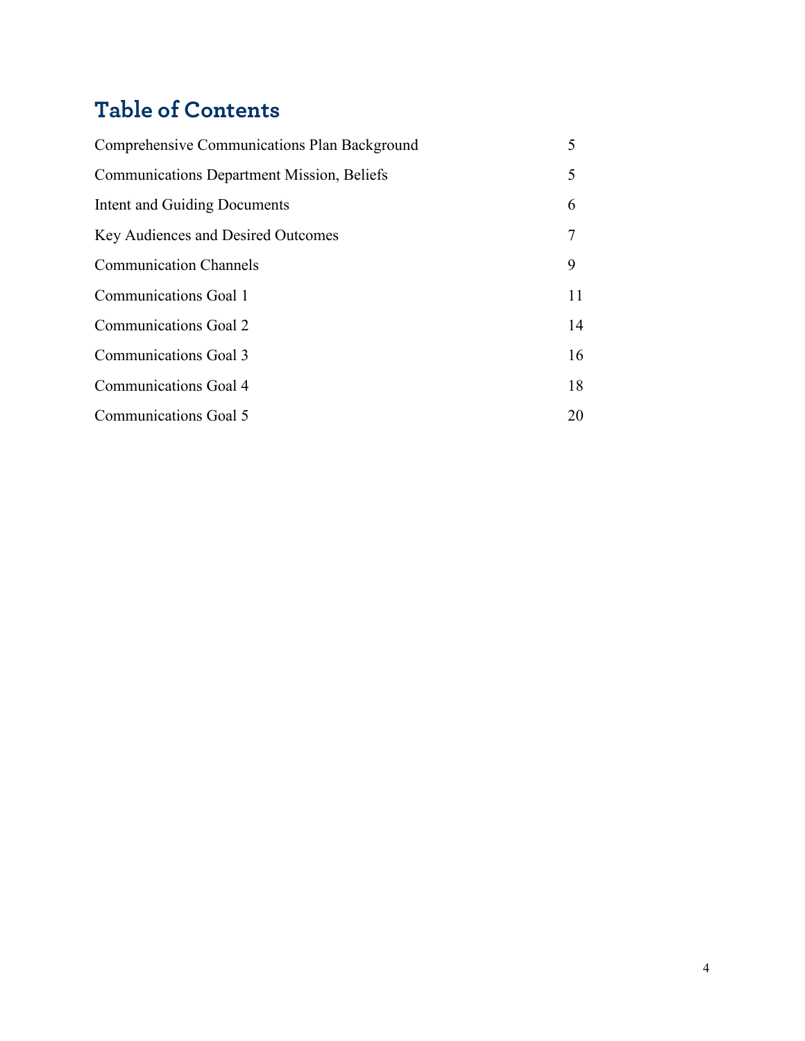## Table of Contents

| | |
|---|---|
| Comprehensive Communications Plan Background | 5 |
| Communications Department Mission, Beliefs | 5 |
| Intent and Guiding Documents | 6 |
| Key Audiences and Desired Outcomes | 7 |
| Communication Channels | 9 |
| Communications Goal 1 | 11 |
| Communications Goal 2 | 14 |
| Communications Goal 3 | 16 |
| Communications Goal 4 | 18 |
| Communications Goal 5 | 20 |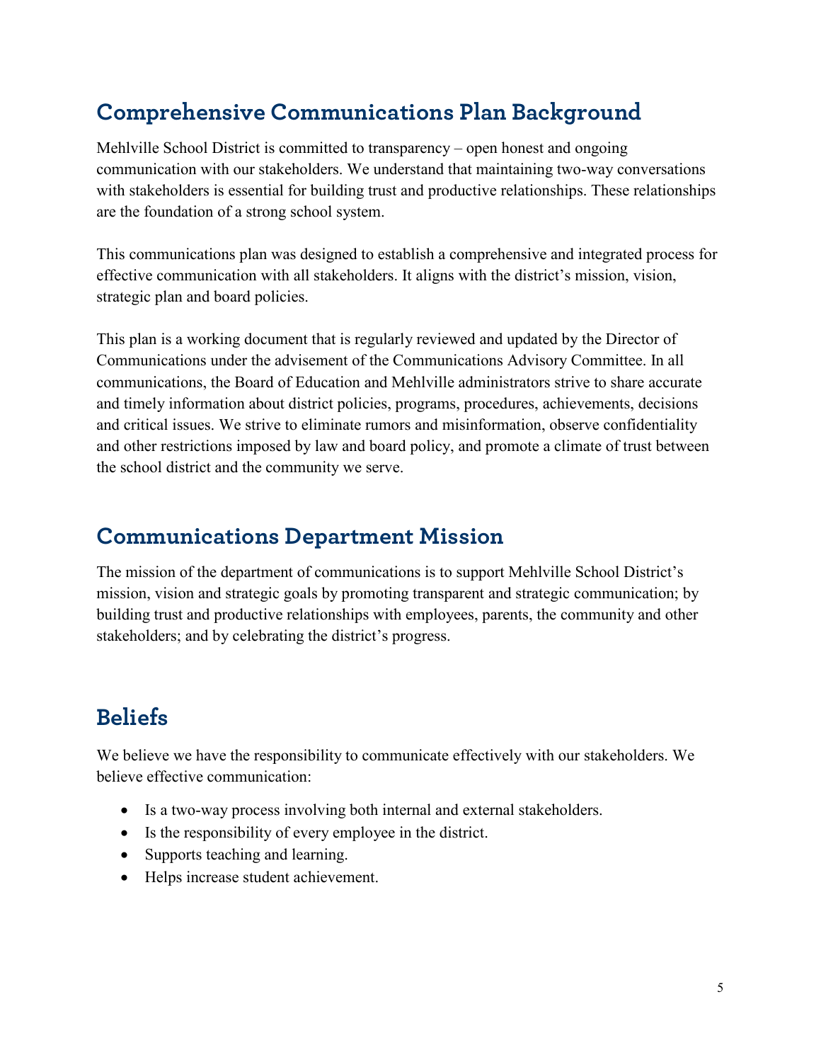## Comprehensive Communications Plan Background

Mehlville School District is committed to transparency – open honest and ongoing communication with our stakeholders. We understand that maintaining two-way conversations with stakeholders is essential for building trust and productive relationships. These relationships are the foundation of a strong school system.

This communications plan was designed to establish a comprehensive and integrated process for effective communication with all stakeholders. It aligns with the district's mission, vision, strategic plan and board policies.

This plan is a working document that is regularly reviewed and updated by the Director of Communications under the advisement of the Communications Advisory Committee. In all communications, the Board of Education and Mehlville administrators strive to share accurate and timely information about district policies, programs, procedures, achievements, decisions and critical issues. We strive to eliminate rumors and misinformation, observe confidentiality and other restrictions imposed by law and board policy, and promote a climate of trust between the school district and the community we serve.

## Communications Department Mission

The mission of the department of communications is to support Mehlville School District's mission, vision and strategic goals by promoting transparent and strategic communication; by building trust and productive relationships with employees, parents, the community and other stakeholders; and by celebrating the district's progress.

## Beliefs

We believe we have the responsibility to communicate effectively with our stakeholders. We believe effective communication:

- Is a two-way process involving both internal and external stakeholders.
- Is the responsibility of every employee in the district.
- Supports teaching and learning.
- Helps increase student achievement.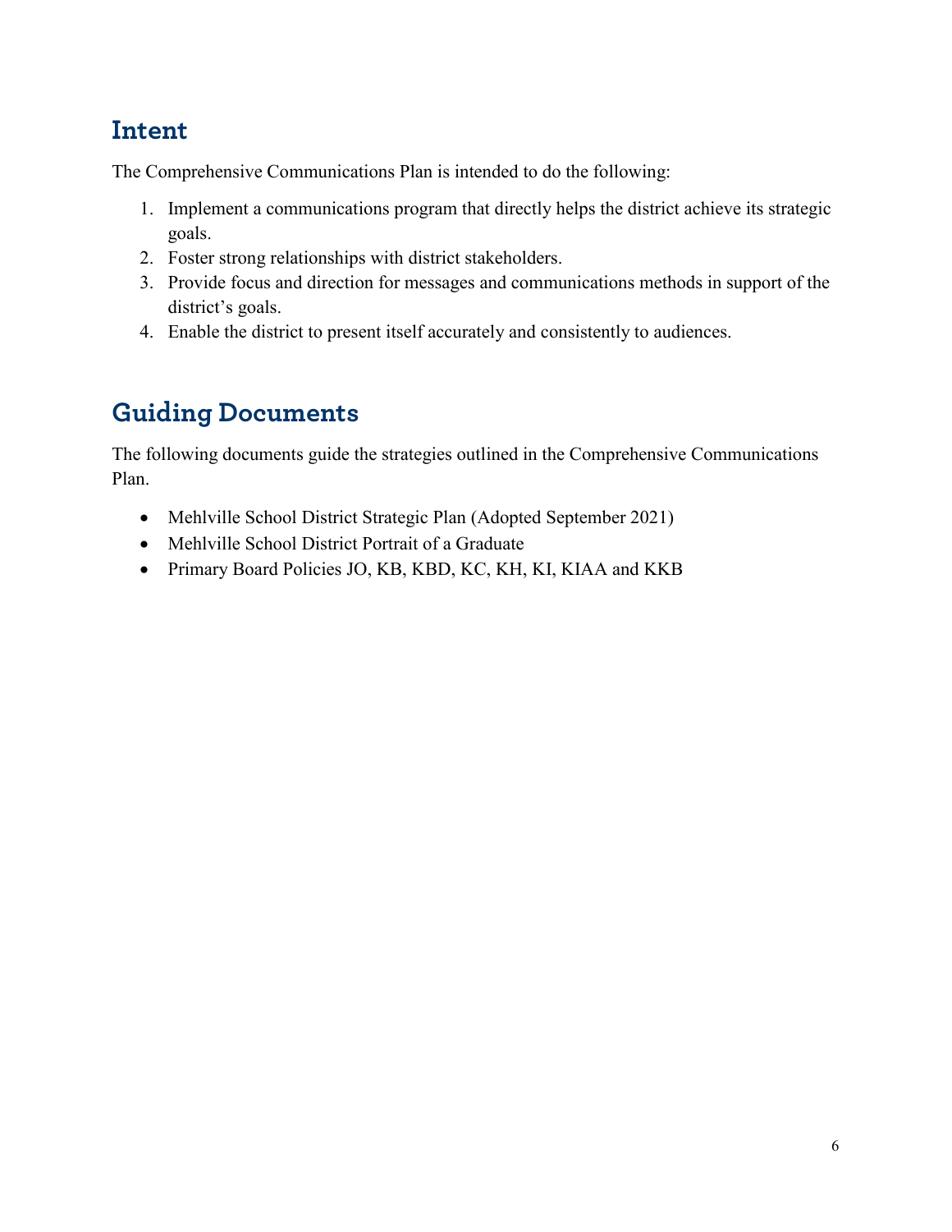## Intent

The Comprehensive Communications Plan is intended to do the following:

1. Implement a communications program that directly helps the district achieve its strategic goals.
2. Foster strong relationships with district stakeholders.
3. Provide focus and direction for messages and communications methods in support of the district's goals.
4. Enable the district to present itself accurately and consistently to audiences.

## Guiding Documents

The following documents guide the strategies outlined in the Comprehensive Communications Plan.

- Mehlville School District Strategic Plan (Adopted September 2021)
- Mehlville School District Portrait of a Graduate
- Primary Board Policies JO, KB, KBD, KC, KH, KI, KIAA and KKB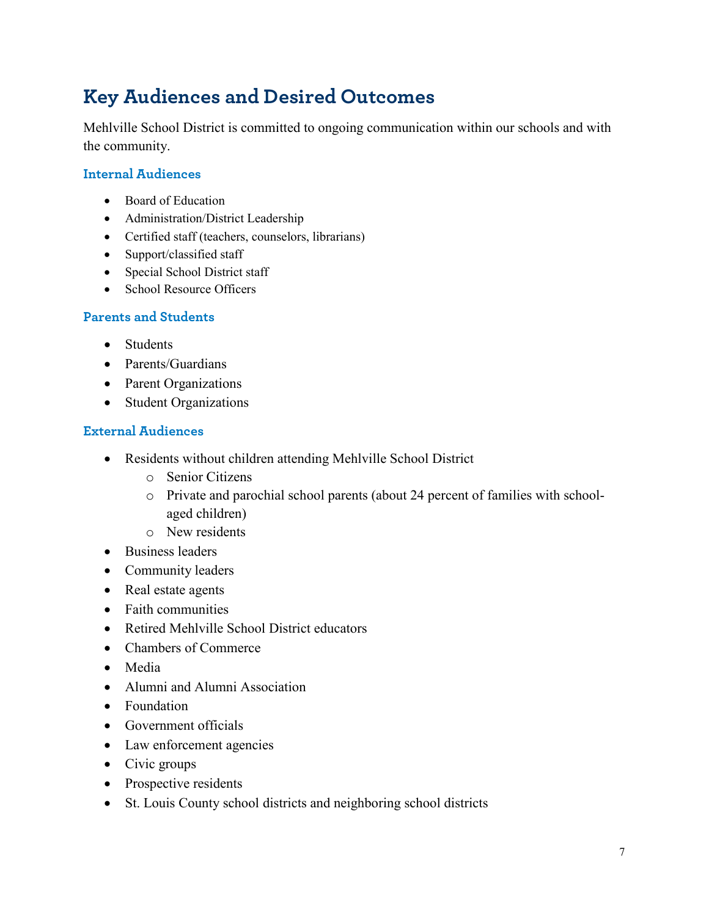## Key Audiences and Desired Outcomes

Mehlville School District is committed to ongoing communication within our schools and with the community.

### Internal Audiences

- Board of Education
- Administration/District Leadership
- Certified staff (teachers, counselors, librarians)
- Support/classified staff
- Special School District staff
- School Resource Officers

### Parents and Students

- Students
- Parents/Guardians
- Parent Organizations
- Student Organizations

### External Audiences

- Residents without children attending Mehlville School District
  - Senior Citizens
  - Private and parochial school parents (about 24 percent of families with school-aged children)
  - New residents
- Business leaders
- Community leaders
- Real estate agents
- Faith communities
- Retired Mehlville School District educators
- Chambers of Commerce
- Media
- Alumni and Alumni Association
- Foundation
- Government officials
- Law enforcement agencies
- Civic groups
- Prospective residents
- St. Louis County school districts and neighboring school districts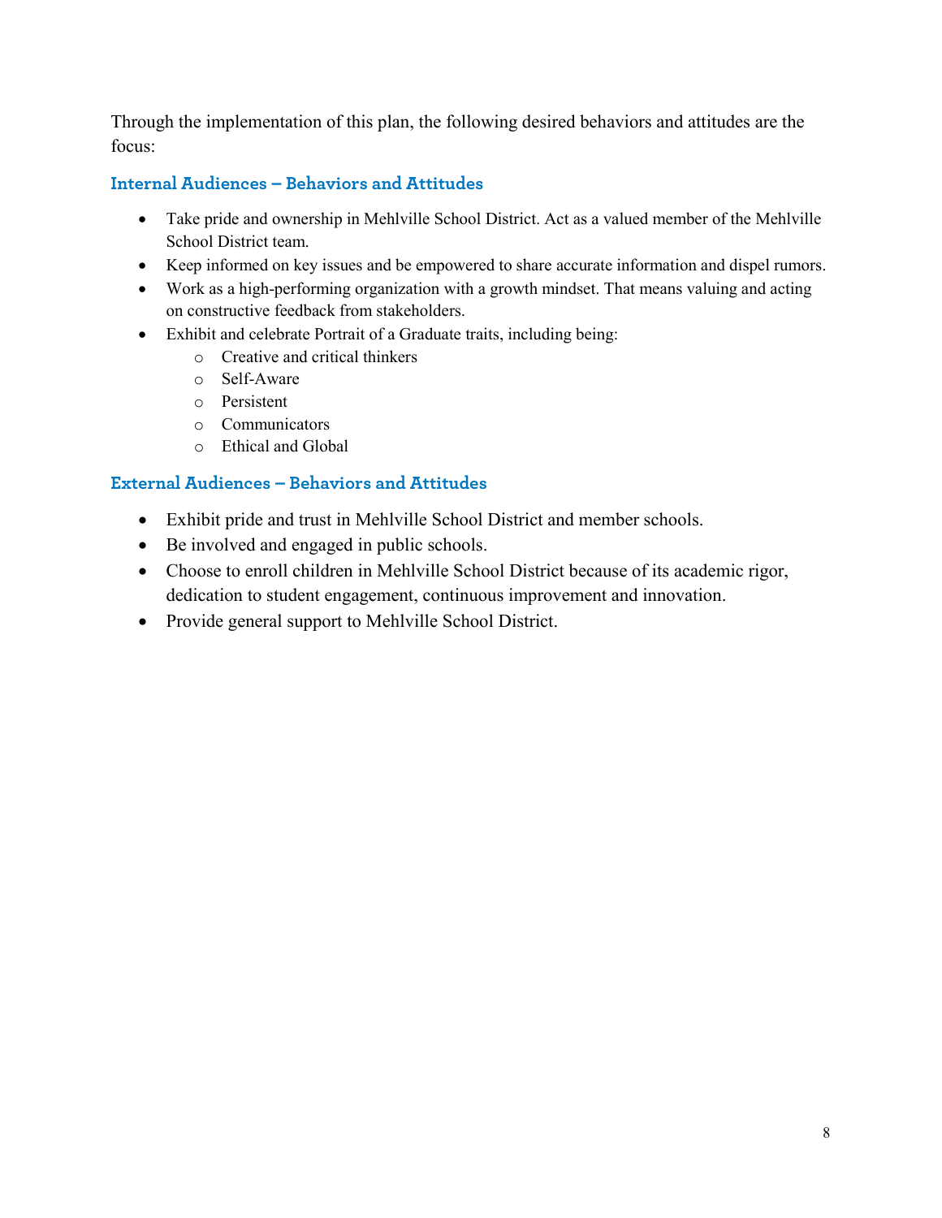Through the implementation of this plan, the following desired behaviors and attitudes are the focus:

### Internal Audiences – Behaviors and Attitudes

- Take pride and ownership in Mehlville School District. Act as a valued member of the Mehlville School District team.
- Keep informed on key issues and be empowered to share accurate information and dispel rumors.
- Work as a high-performing organization with a growth mindset. That means valuing and acting on constructive feedback from stakeholders.
- Exhibit and celebrate Portrait of a Graduate traits, including being:
  - Creative and critical thinkers
  - Self-Aware
  - Persistent
  - Communicators
  - Ethical and Global

### External Audiences – Behaviors and Attitudes

- Exhibit pride and trust in Mehlville School District and member schools.
- Be involved and engaged in public schools.
- Choose to enroll children in Mehlville School District because of its academic rigor, dedication to student engagement, continuous improvement and innovation.
- Provide general support to Mehlville School District.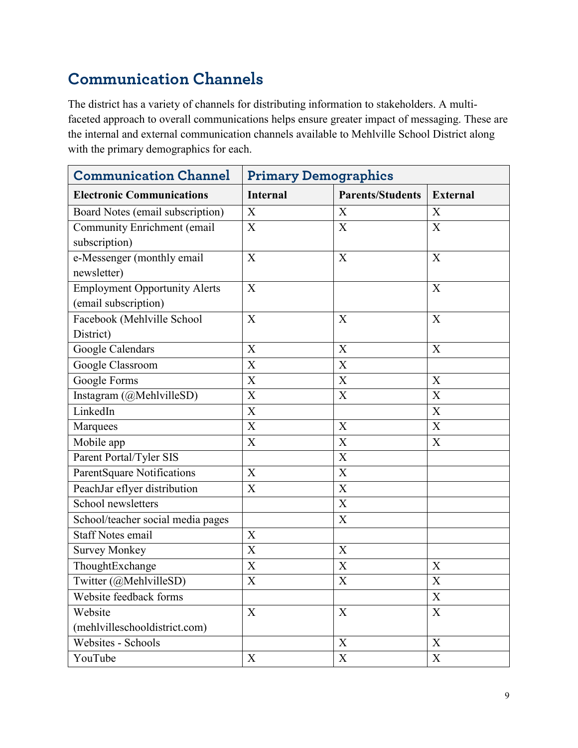## Communication Channels

The district has a variety of channels for distributing information to stakeholders. A multi-faceted approach to overall communications helps ensure greater impact of messaging. These are the internal and external communication channels available to Mehlville School District along with the primary demographics for each.

| Communication Channel | Primary Demographics | | |
|---|---|---|---|
| **Electronic Communications** | **Internal** | **Parents/Students** | **External** |
| Board Notes (email subscription) | X | X | X |
| Community Enrichment (email subscription) | X | X | X |
| e-Messenger (monthly email newsletter) | X | X | X |
| Employment Opportunity Alerts (email subscription) | X | | X |
| Facebook (Mehlville School District) | X | X | X |
| Google Calendars | X | X | X |
| Google Classroom | X | X | |
| Google Forms | X | X | X |
| Instagram (@MehlvilleSD) | X | X | X |
| LinkedIn | X | | X |
| Marquees | X | X | X |
| Mobile app | X | X | X |
| Parent Portal/Tyler SIS | | X | |
| ParentSquare Notifications | X | X | |
| PeachJar eflyer distribution | X | X | |
| School newsletters | | X | |
| School/teacher social media pages | | X | |
| Staff Notes email | X | | |
| Survey Monkey | X | X | |
| ThoughtExchange | X | X | X |
| Twitter (@MehlvilleSD) | X | X | X |
| Website feedback forms | | | X |
| Website (mehlvilleschooldistrict.com) | X | X | X |
| Websites - Schools | | X | X |
| YouTube | X | X | X |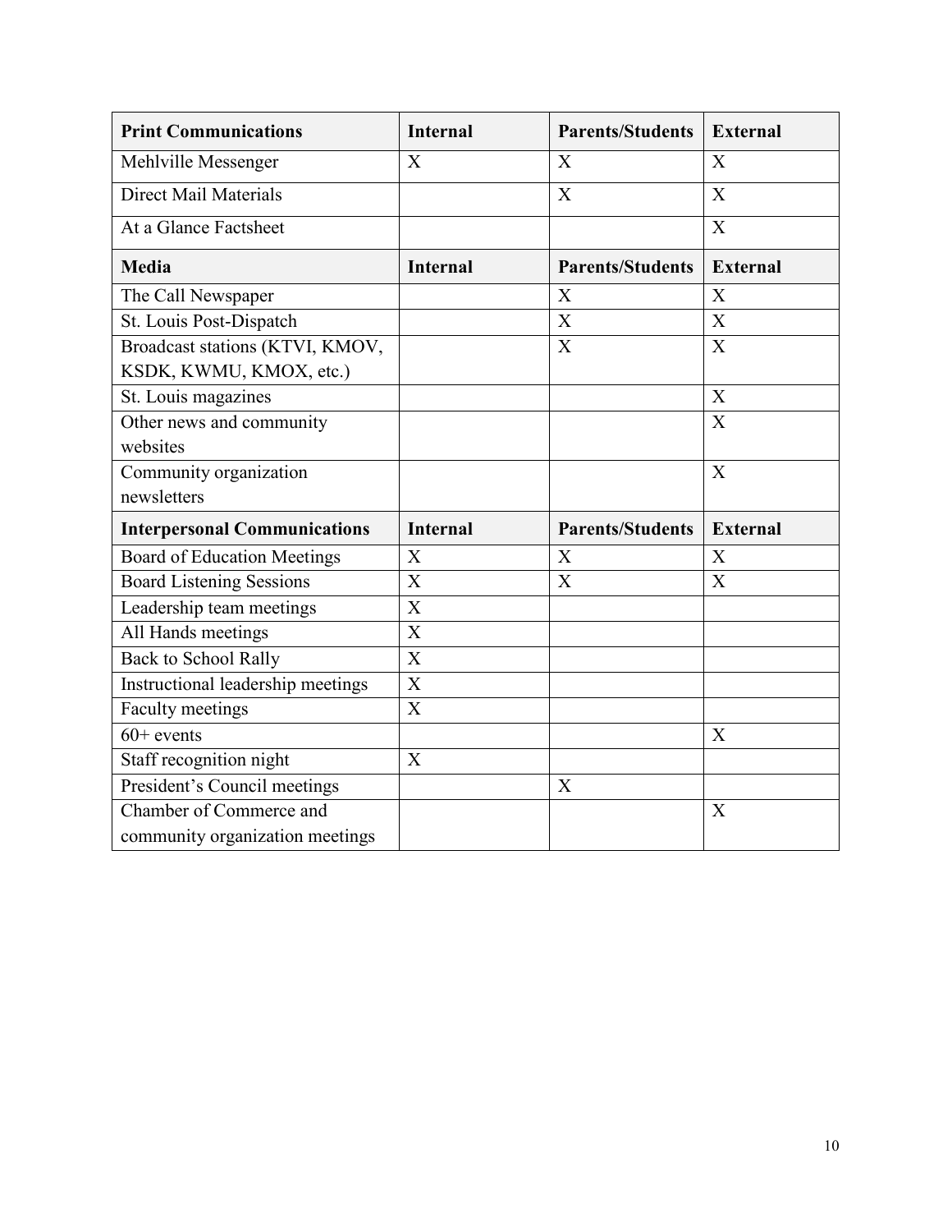| **Print Communications** | **Internal** | **Parents/Students** | **External** |
|---|---|---|---|
| Mehlville Messenger | X | X | X |
| Direct Mail Materials | | X | X |
| At a Glance Factsheet | | | X |
| **Media** | **Internal** | **Parents/Students** | **External** |
| The Call Newspaper | | X | X |
| St. Louis Post-Dispatch | | X | X |
| Broadcast stations (KTVI, KMOV, KSDK, KWMU, KMOX, etc.) | | X | X |
| St. Louis magazines | | | X |
| Other news and community websites | | | X |
| Community organization newsletters | | | X |
| **Interpersonal Communications** | **Internal** | **Parents/Students** | **External** |
| Board of Education Meetings | X | X | X |
| Board Listening Sessions | X | X | X |
| Leadership team meetings | X | | |
| All Hands meetings | X | | |
| Back to School Rally | X | | |
| Instructional leadership meetings | X | | |
| Faculty meetings | X | | |
| 60+ events | | | X |
| Staff recognition night | X | | |
| President's Council meetings | | X | |
| Chamber of Commerce and community organization meetings | | | X |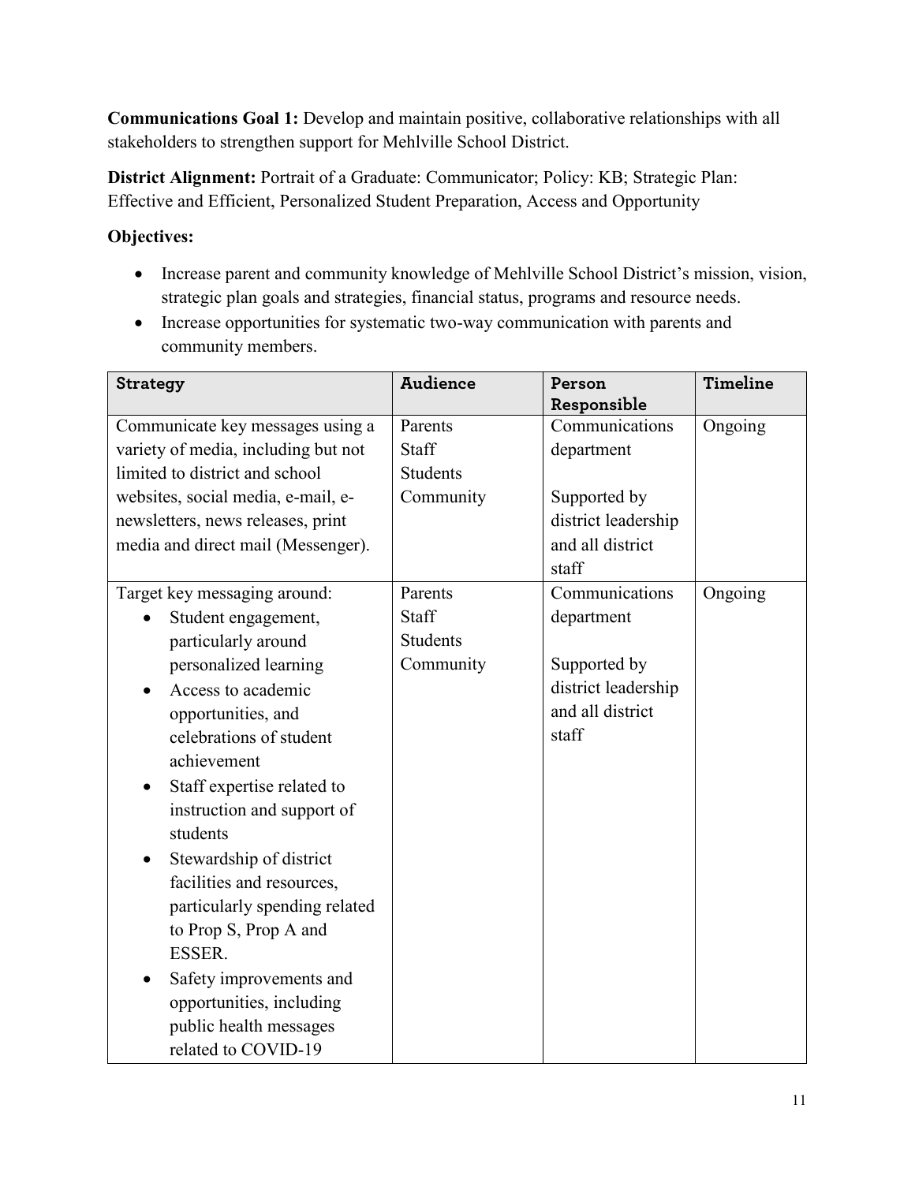**Communications Goal 1:** Develop and maintain positive, collaborative relationships with all stakeholders to strengthen support for Mehlville School District.

**District Alignment:** Portrait of a Graduate: Communicator; Policy: KB; Strategic Plan: Effective and Efficient, Personalized Student Preparation, Access and Opportunity

**Objectives:**

- Increase parent and community knowledge of Mehlville School District's mission, vision, strategic plan goals and strategies, financial status, programs and resource needs.
- Increase opportunities for systematic two-way communication with parents and community members.

| Strategy | Audience | Person Responsible | Timeline |
|---|---|---|---|
| Communicate key messages using a variety of media, including but not limited to district and school websites, social media, e-mail, e-newsletters, news releases, print media and direct mail (Messenger). | Parents<br>Staff<br>Students<br>Community | Communications department<br><br>Supported by district leadership and all district staff | Ongoing |
| Target key messaging around:<br>• Student engagement, particularly around personalized learning<br>• Access to academic opportunities, and celebrations of student achievement<br>• Staff expertise related to instruction and support of students<br>• Stewardship of district facilities and resources, particularly spending related to Prop S, Prop A and ESSER.<br>• Safety improvements and opportunities, including public health messages related to COVID-19 | Parents<br>Staff<br>Students<br>Community | Communications department<br><br>Supported by district leadership and all district staff | Ongoing |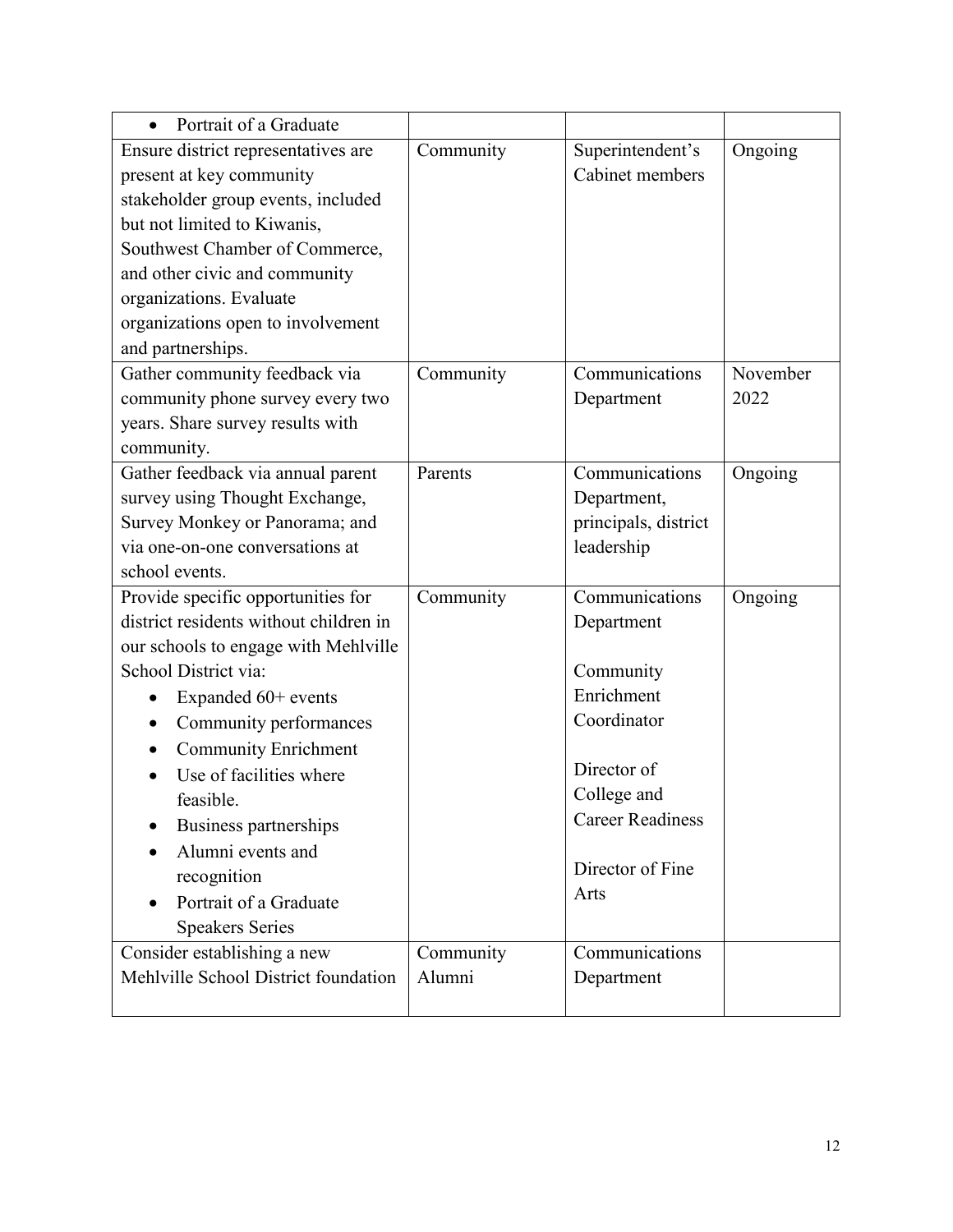| | | | |
|---|---|---|---|
| • Portrait of a Graduate | | | |
| Ensure district representatives are present at key community stakeholder group events, included but not limited to Kiwanis, Southwest Chamber of Commerce, and other civic and community organizations. Evaluate organizations open to involvement and partnerships. | Community | Superintendent's Cabinet members | Ongoing |
| Gather community feedback via community phone survey every two years. Share survey results with community. | Community | Communications Department | November 2022 |
| Gather feedback via annual parent survey using Thought Exchange, Survey Monkey or Panorama; and via one-on-one conversations at school events. | Parents | Communications Department, principals, district leadership | Ongoing |
| Provide specific opportunities for district residents without children in our schools to engage with Mehlville School District via:<br>• Expanded 60+ events<br>• Community performances<br>• Community Enrichment<br>• Use of facilities where feasible.<br>• Business partnerships<br>• Alumni events and recognition<br>• Portrait of a Graduate Speakers Series | Community | Communications Department<br><br>Community Enrichment Coordinator<br><br>Director of College and Career Readiness<br><br>Director of Fine Arts | Ongoing |
| Consider establishing a new Mehlville School District foundation | Community Alumni | Communications Department | |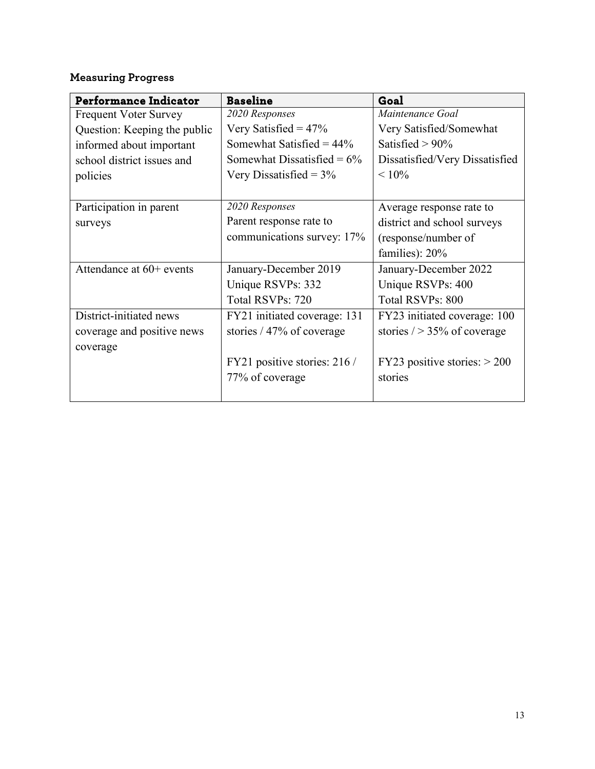### Measuring Progress

| Performance Indicator | Baseline | Goal |
|---|---|---|
| Frequent Voter Survey Question: Keeping the public informed about important school district issues and policies | *2020 Responses*<br>Very Satisfied = 47%<br>Somewhat Satisfied = 44%<br>Somewhat Dissatisfied = 6%<br>Very Dissatisfied = 3% | *Maintenance Goal*<br>Very Satisfied/Somewhat Satisfied > 90%<br>Dissatisfied/Very Dissatisfied < 10% |
| Participation in parent surveys | *2020 Responses*<br>Parent response rate to communications survey: 17% | Average response rate to district and school surveys (response/number of families): 20% |
| Attendance at 60+ events | January-December 2019<br>Unique RSVPs: 332<br>Total RSVPs: 720 | January-December 2022<br>Unique RSVPs: 400<br>Total RSVPs: 800 |
| District-initiated news coverage and positive news coverage | FY21 initiated coverage: 131 stories / 47% of coverage<br><br>FY21 positive stories: 216 / 77% of coverage | FY23 initiated coverage: 100 stories / > 35% of coverage<br><br>FY23 positive stories: > 200 stories |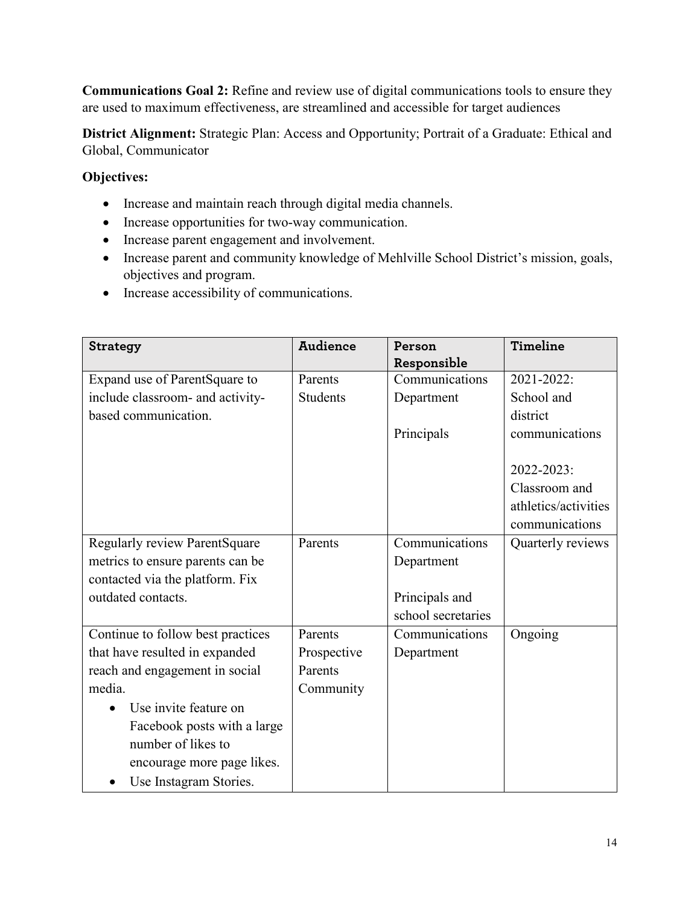**Communications Goal 2:** Refine and review use of digital communications tools to ensure they are used to maximum effectiveness, are streamlined and accessible for target audiences

**District Alignment:** Strategic Plan: Access and Opportunity; Portrait of a Graduate: Ethical and Global, Communicator

**Objectives:**

- Increase and maintain reach through digital media channels.
- Increase opportunities for two-way communication.
- Increase parent engagement and involvement.
- Increase parent and community knowledge of Mehlville School District's mission, goals, objectives and program.
- Increase accessibility of communications.

| Strategy | Audience | Person Responsible | Timeline |
|---|---|---|---|
| Expand use of ParentSquare to include classroom- and activity-based communication. | Parents<br>Students | Communications Department<br><br>Principals | 2021-2022: School and district communications<br><br>2022-2023: Classroom and athletics/activities communications |
| Regularly review ParentSquare metrics to ensure parents can be contacted via the platform. Fix outdated contacts. | Parents | Communications Department<br><br>Principals and school secretaries | Quarterly reviews |
| Continue to follow best practices that have resulted in expanded reach and engagement in social media.<br>• Use invite feature on Facebook posts with a large number of likes to encourage more page likes.<br>• Use Instagram Stories. | Parents<br>Prospective Parents<br>Community | Communications Department | Ongoing |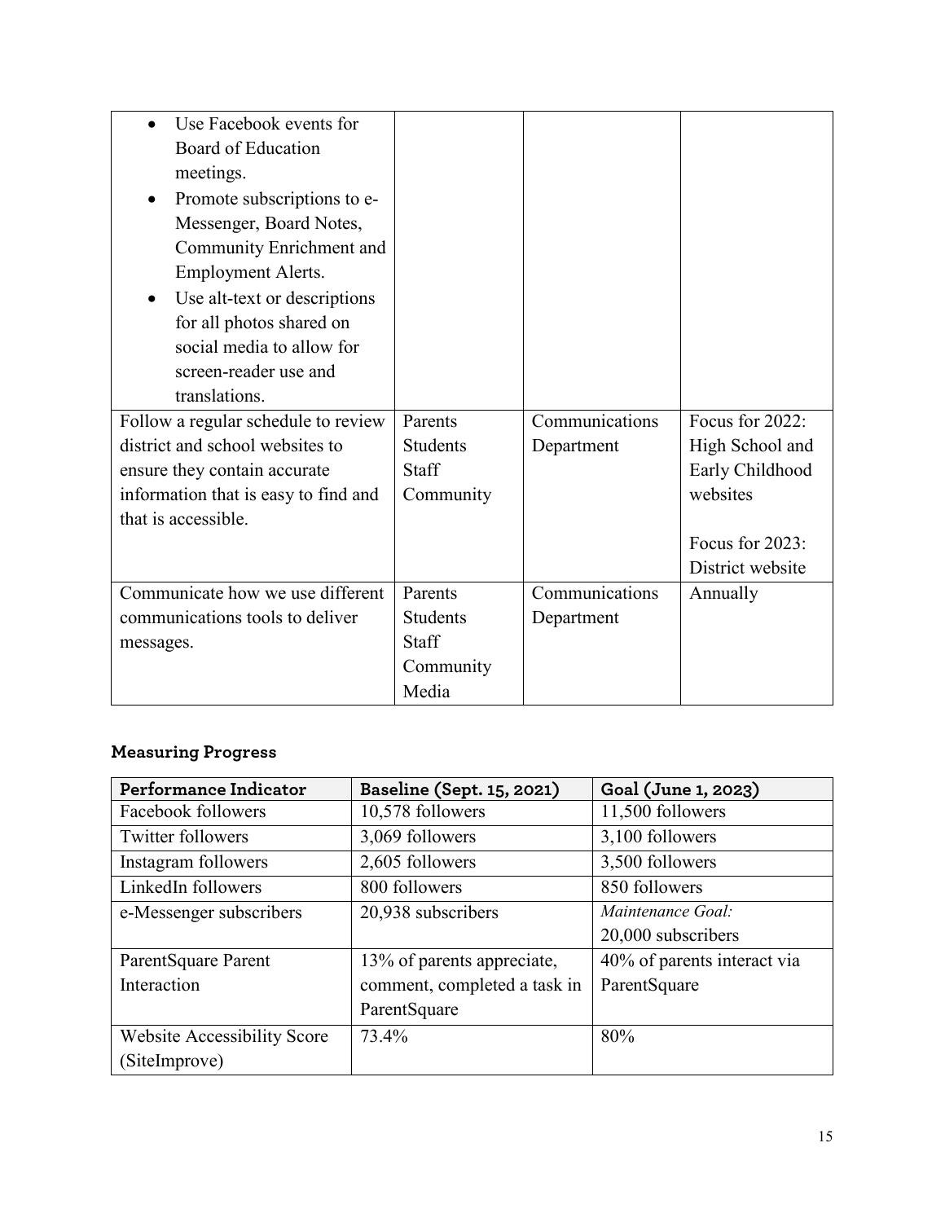| | | | |
|---|---|---|---|
| • Use Facebook events for Board of Education meetings.<br>• Promote subscriptions to e-Messenger, Board Notes, Community Enrichment and Employment Alerts.<br>• Use alt-text or descriptions for all photos shared on social media to allow for screen-reader use and translations. | | | |
| Follow a regular schedule to review district and school websites to ensure they contain accurate information that is easy to find and that is accessible. | Parents<br>Students<br>Staff<br>Community | Communications Department | Focus for 2022: High School and Early Childhood websites<br><br>Focus for 2023: District website |
| Communicate how we use different communications tools to deliver messages. | Parents<br>Students<br>Staff<br>Community<br>Media | Communications Department | Annually |

### Measuring Progress

| Performance Indicator | Baseline (Sept. 15, 2021) | Goal (June 1, 2023) |
|---|---|---|
| Facebook followers | 10,578 followers | 11,500 followers |
| Twitter followers | 3,069 followers | 3,100 followers |
| Instagram followers | 2,605 followers | 3,500 followers |
| LinkedIn followers | 800 followers | 850 followers |
| e-Messenger subscribers | 20,938 subscribers | *Maintenance Goal:*<br>20,000 subscribers |
| ParentSquare Parent Interaction | 13% of parents appreciate, comment, completed a task in ParentSquare | 40% of parents interact via ParentSquare |
| Website Accessibility Score (SiteImprove) | 73.4% | 80% |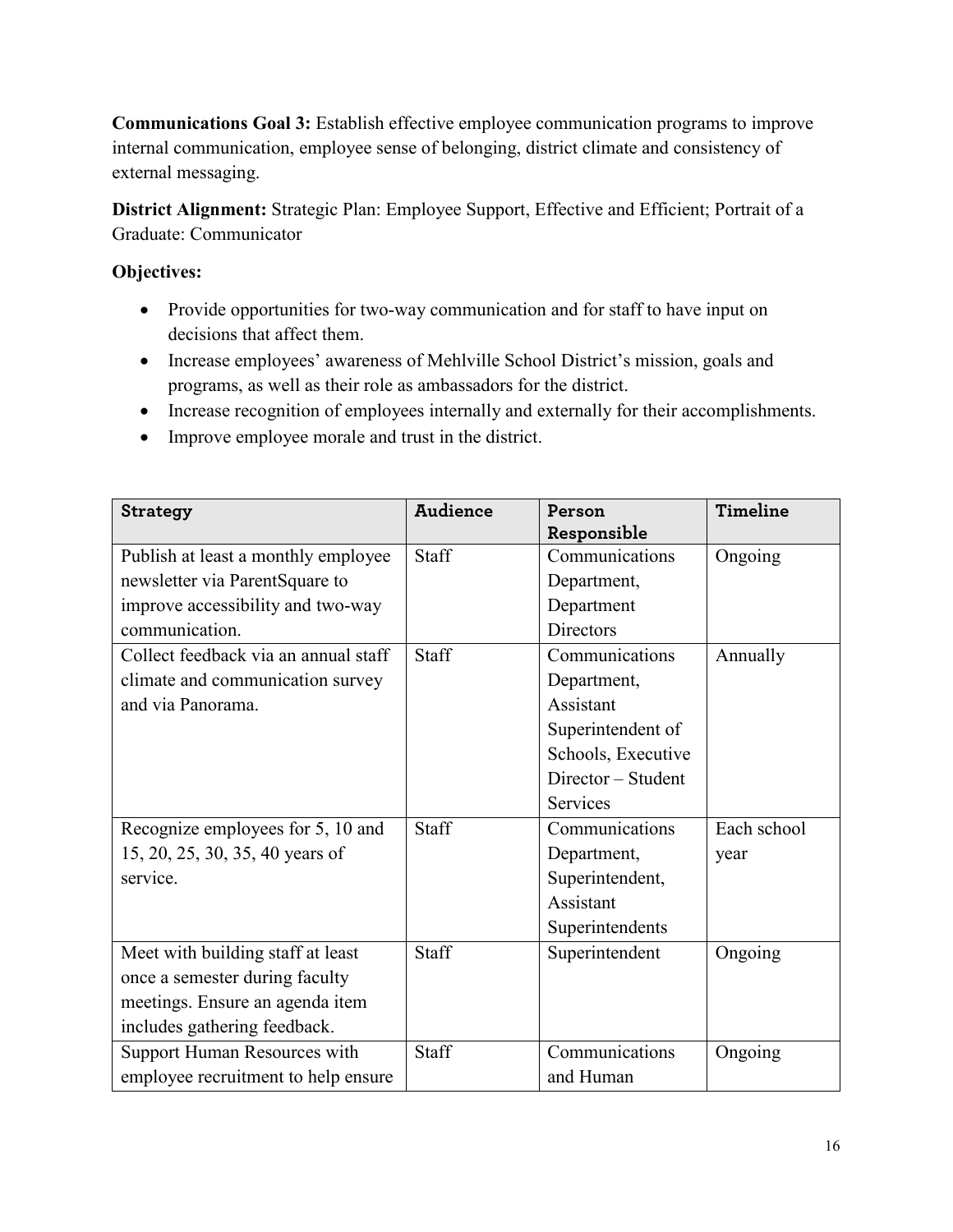**Communications Goal 3:** Establish effective employee communication programs to improve internal communication, employee sense of belonging, district climate and consistency of external messaging.

**District Alignment:** Strategic Plan: Employee Support, Effective and Efficient; Portrait of a Graduate: Communicator

**Objectives:**

- Provide opportunities for two-way communication and for staff to have input on decisions that affect them.
- Increase employees' awareness of Mehlville School District's mission, goals and programs, as well as their role as ambassadors for the district.
- Increase recognition of employees internally and externally for their accomplishments.
- Improve employee morale and trust in the district.

| Strategy | Audience | Person Responsible | Timeline |
|---|---|---|---|
| Publish at least a monthly employee newsletter via ParentSquare to improve accessibility and two-way communication. | Staff | Communications Department, Department Directors | Ongoing |
| Collect feedback via an annual staff climate and communication survey and via Panorama. | Staff | Communications Department, Assistant Superintendent of Schools, Executive Director – Student Services | Annually |
| Recognize employees for 5, 10 and 15, 20, 25, 30, 35, 40 years of service. | Staff | Communications Department, Superintendent, Assistant Superintendents | Each school year |
| Meet with building staff at least once a semester during faculty meetings. Ensure an agenda item includes gathering feedback. | Staff | Superintendent | Ongoing |
| Support Human Resources with employee recruitment to help ensure | Staff | Communications and Human | Ongoing |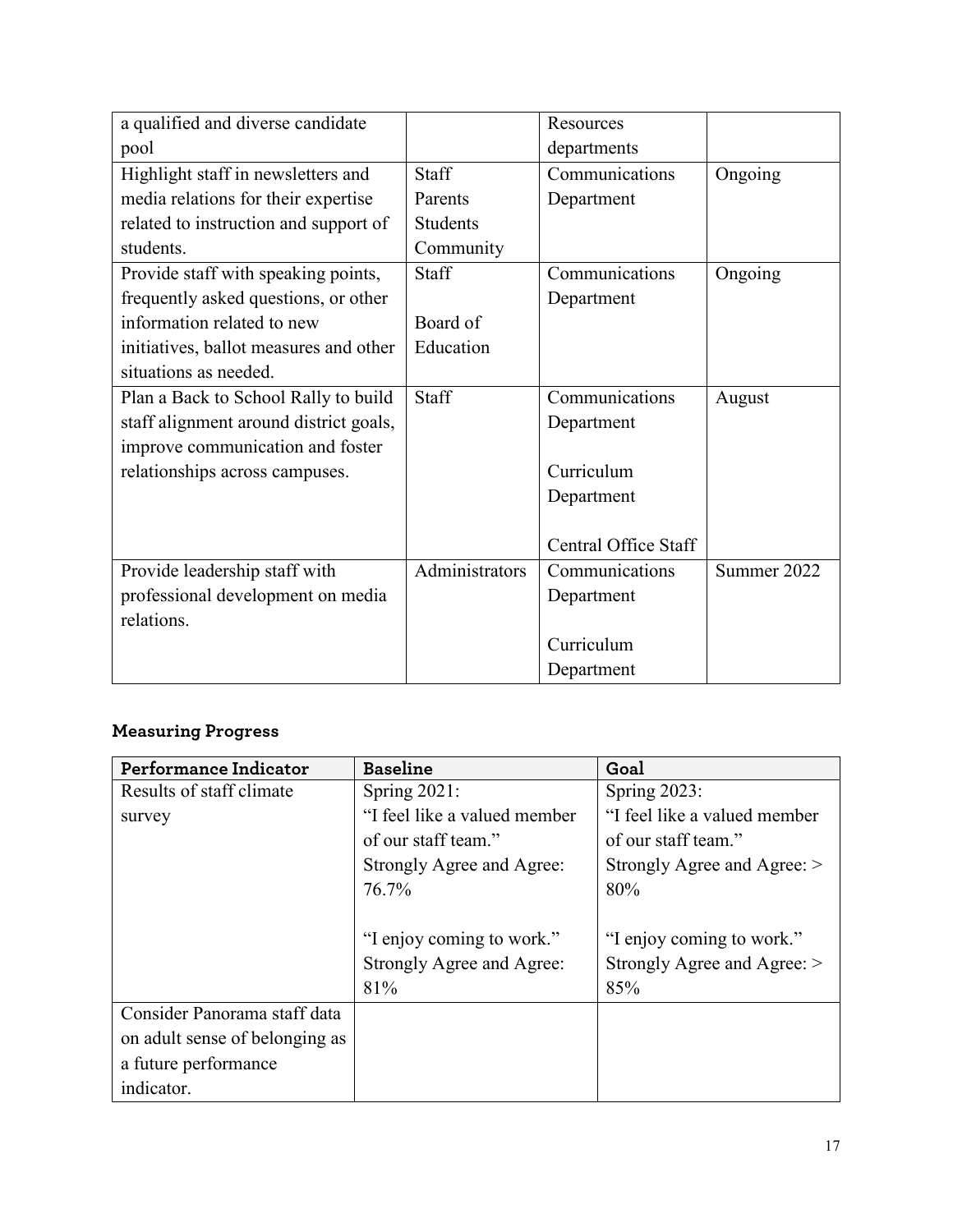| | | | |
|---|---|---|---|
| a qualified and diverse candidate pool | | Resources departments | |
| Highlight staff in newsletters and media relations for their expertise related to instruction and support of students. | Staff<br>Parents<br>Students<br>Community | Communications Department | Ongoing |
| Provide staff with speaking points, frequently asked questions, or other information related to new initiatives, ballot measures and other situations as needed. | Staff<br><br>Board of Education | Communications Department | Ongoing |
| Plan a Back to School Rally to build staff alignment around district goals, improve communication and foster relationships across campuses. | Staff | Communications Department<br><br>Curriculum Department<br><br>Central Office Staff | August |
| Provide leadership staff with professional development on media relations. | Administrators | Communications Department<br><br>Curriculum Department | Summer 2022 |

### Measuring Progress

| Performance Indicator | Baseline | Goal |
|---|---|---|
| Results of staff climate survey | Spring 2021:<br>"I feel like a valued member of our staff team."<br>Strongly Agree and Agree: 76.7%<br><br>"I enjoy coming to work."<br>Strongly Agree and Agree: 81% | Spring 2023:<br>"I feel like a valued member of our staff team."<br>Strongly Agree and Agree: > 80%<br><br>"I enjoy coming to work."<br>Strongly Agree and Agree: > 85% |
| Consider Panorama staff data on adult sense of belonging as a future performance indicator. | | |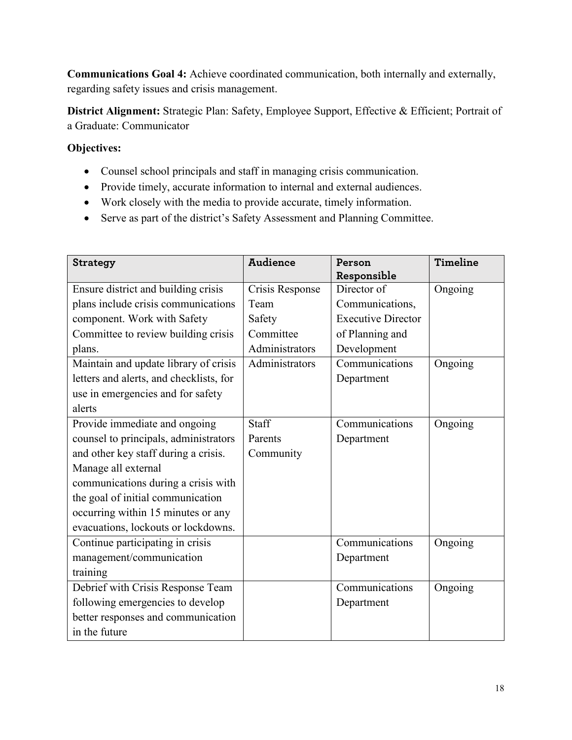**Communications Goal 4:** Achieve coordinated communication, both internally and externally, regarding safety issues and crisis management.

**District Alignment:** Strategic Plan: Safety, Employee Support, Effective & Efficient; Portrait of a Graduate: Communicator

**Objectives:**

- Counsel school principals and staff in managing crisis communication.
- Provide timely, accurate information to internal and external audiences.
- Work closely with the media to provide accurate, timely information.
- Serve as part of the district's Safety Assessment and Planning Committee.

| Strategy | Audience | Person Responsible | Timeline |
|---|---|---|---|
| Ensure district and building crisis plans include crisis communications component. Work with Safety Committee to review building crisis plans. | Crisis Response Team<br>Safety Committee<br>Administrators | Director of Communications, Executive Director of Planning and Development | Ongoing |
| Maintain and update library of crisis letters and alerts, and checklists, for use in emergencies and for safety alerts | Administrators | Communications Department | Ongoing |
| Provide immediate and ongoing counsel to principals, administrators and other key staff during a crisis. Manage all external communications during a crisis with the goal of initial communication occurring within 15 minutes or any evacuations, lockouts or lockdowns. | Staff<br>Parents<br>Community | Communications Department | Ongoing |
| Continue participating in crisis management/communication training | | Communications Department | Ongoing |
| Debrief with Crisis Response Team following emergencies to develop better responses and communication in the future | | Communications Department | Ongoing |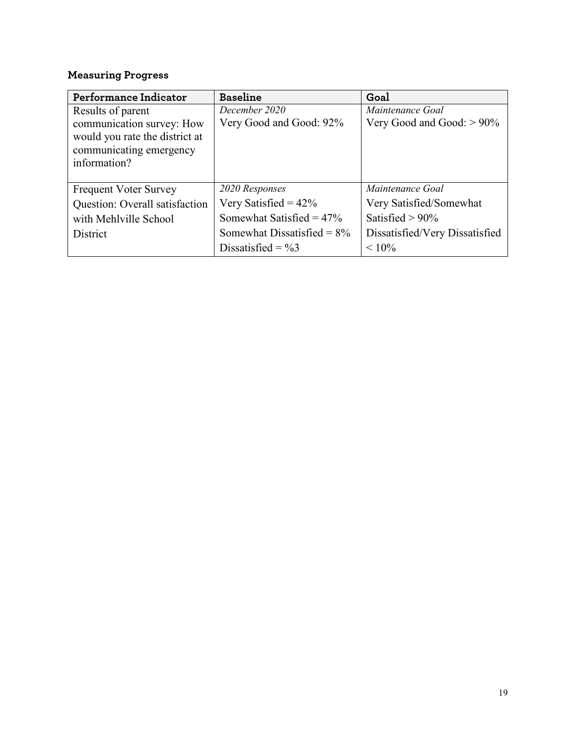### Measuring Progress

| Performance Indicator | Baseline | Goal |
| --- | --- | --- |
| Results of parent communication survey: How would you rate the district at communicating emergency information? | *December 2020*<br>Very Good and Good: 92% | *Maintenance Goal*<br>Very Good and Good: > 90% |
| Frequent Voter Survey Question: Overall satisfaction with Mehlville School District | *2020 Responses*<br>Very Satisfied = 42%<br>Somewhat Satisfied = 47%<br>Somewhat Dissatisfied = 8%<br>Dissatisfied = %3 | *Maintenance Goal*<br>Very Satisfied/Somewhat Satisfied > 90%<br>Dissatisfied/Very Dissatisfied < 10% |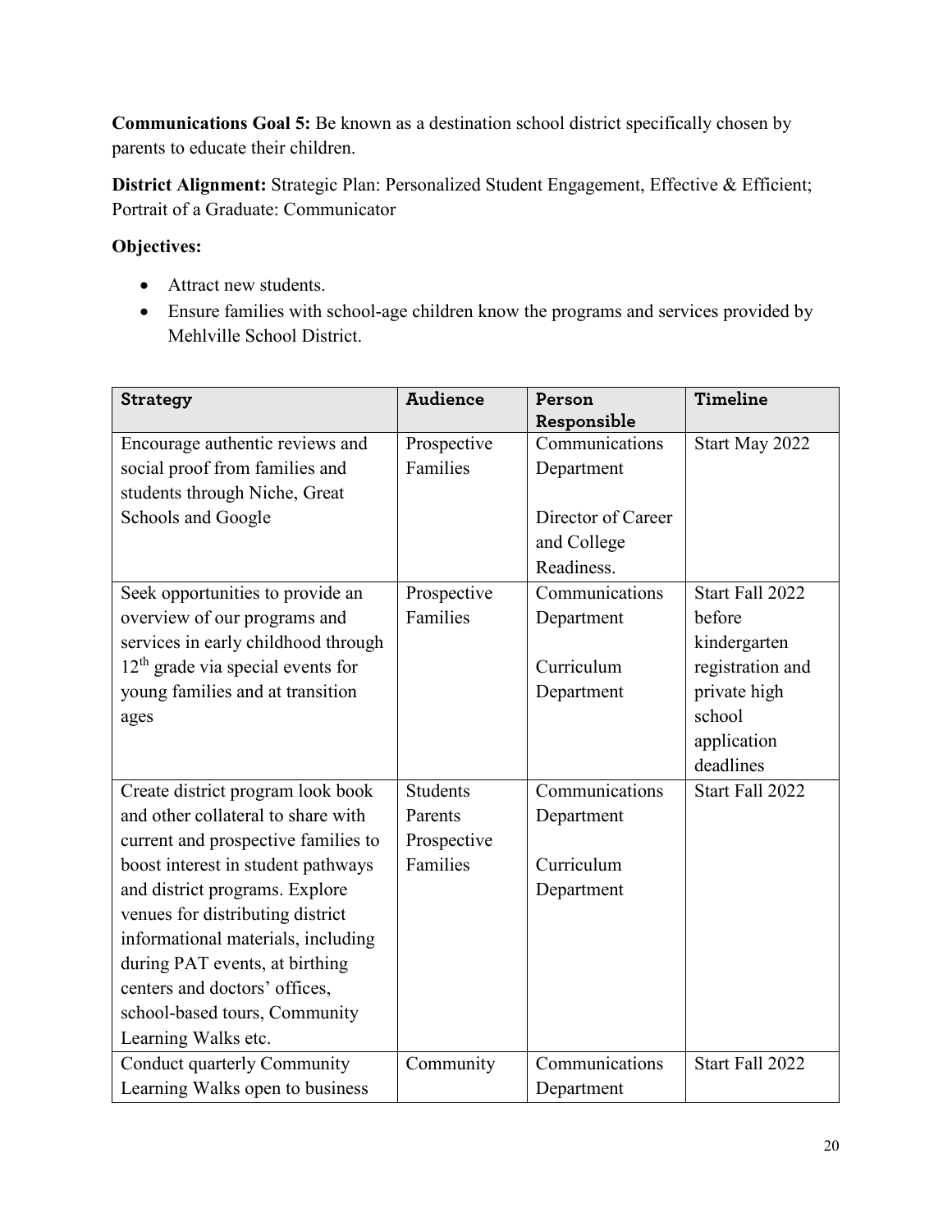**Communications Goal 5:** Be known as a destination school district specifically chosen by parents to educate their children.

**District Alignment:** Strategic Plan: Personalized Student Engagement, Effective & Efficient; Portrait of a Graduate: Communicator

**Objectives:**

- Attract new students.
- Ensure families with school-age children know the programs and services provided by Mehlville School District.

| Strategy | Audience | Person Responsible | Timeline |
|---|---|---|---|
| Encourage authentic reviews and social proof from families and students through Niche, Great Schools and Google | Prospective Families | Communications Department<br><br>Director of Career and College Readiness. | Start May 2022 |
| Seek opportunities to provide an overview of our programs and services in early childhood through 12th grade via special events for young families and at transition ages | Prospective Families | Communications Department<br><br>Curriculum Department | Start Fall 2022 before kindergarten registration and private high school application deadlines |
| Create district program look book and other collateral to share with current and prospective families to boost interest in student pathways and district programs. Explore venues for distributing district informational materials, including during PAT events, at birthing centers and doctors' offices, school-based tours, Community Learning Walks etc. | Students<br>Parents<br>Prospective Families | Communications Department<br><br>Curriculum Department | Start Fall 2022 |
| Conduct quarterly Community Learning Walks open to business | Community | Communications Department | Start Fall 2022 |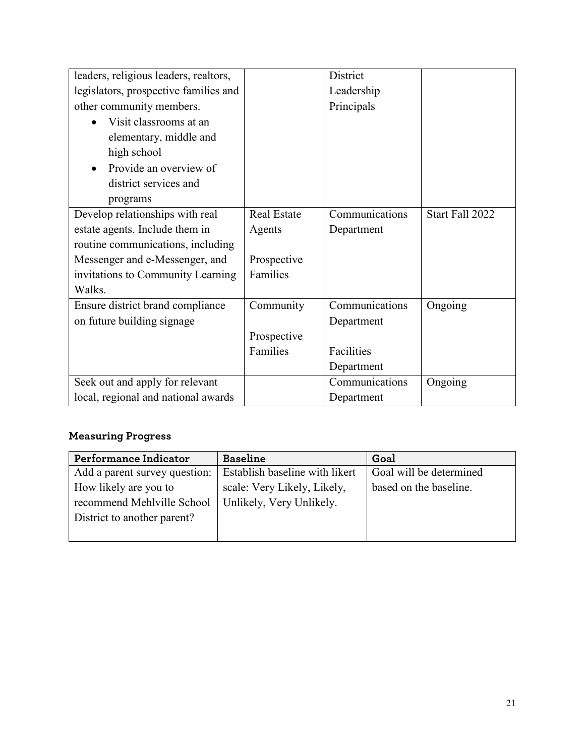| | | | |
|---|---|---|---|
| leaders, religious leaders, realtors, legislators, prospective families and other community members.<br>• Visit classrooms at an elementary, middle and high school<br>• Provide an overview of district services and programs | | District Leadership<br>Principals | |
| Develop relationships with real estate agents. Include them in routine communications, including Messenger and e-Messenger, and invitations to Community Learning Walks. | Real Estate Agents<br><br>Prospective Families | Communications Department | Start Fall 2022 |
| Ensure district brand compliance on future building signage | Community<br><br>Prospective Families | Communications Department<br><br>Facilities Department | Ongoing |
| Seek out and apply for relevant local, regional and national awards | | Communications Department | Ongoing |

### Measuring Progress

| Performance Indicator | Baseline | Goal |
|---|---|---|
| Add a parent survey question: How likely are you to recommend Mehlville School District to another parent? | Establish baseline with likert scale: Very Likely, Likely, Unlikely, Very Unlikely. | Goal will be determined based on the baseline. |